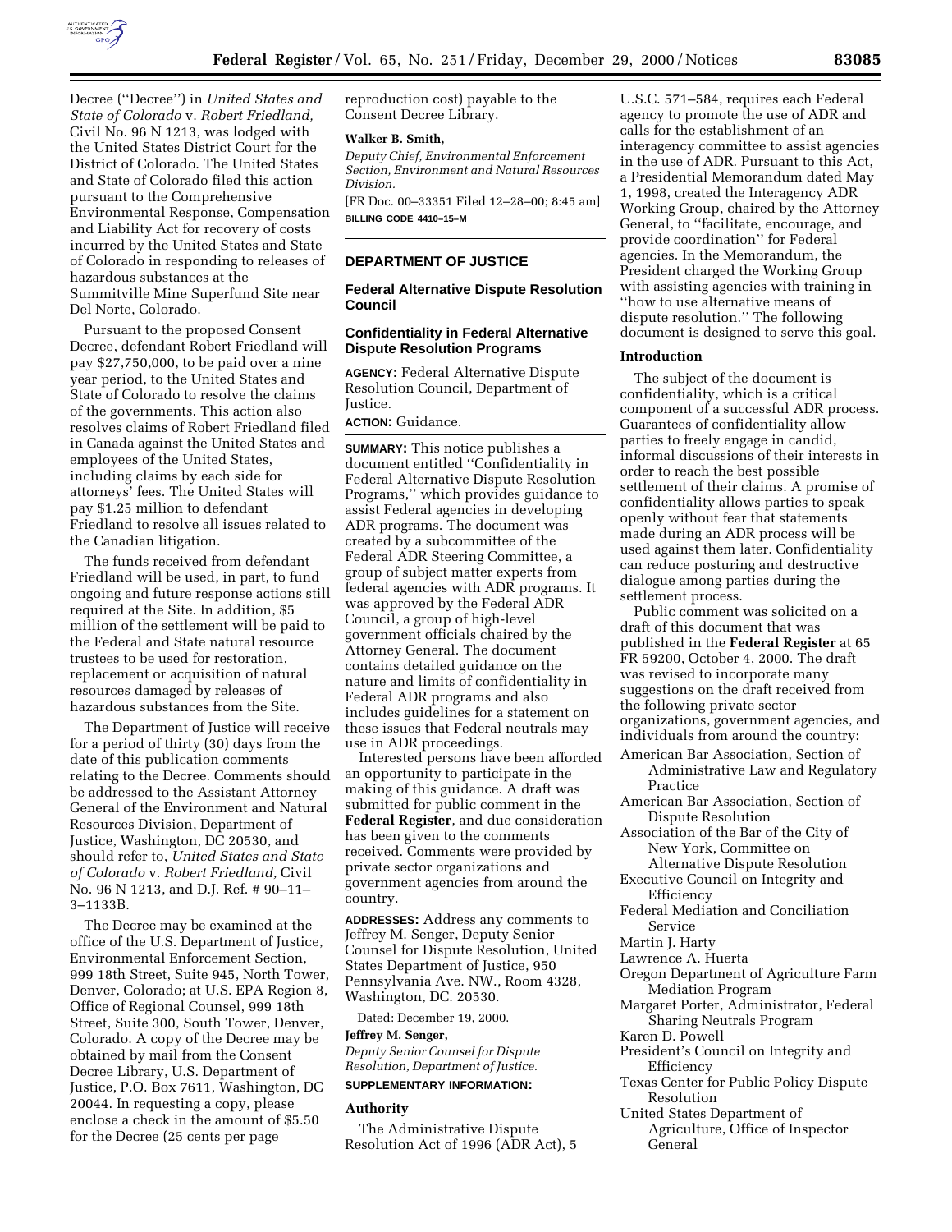Decree (''Decree'') in *United States and State of Colorado* v. *Robert Friedland,* Civil No. 96 N 1213, was lodged with the United States District Court for the District of Colorado. The United States and State of Colorado filed this action pursuant to the Comprehensive Environmental Response, Compensation and Liability Act for recovery of costs incurred by the United States and State of Colorado in responding to releases of hazardous substances at the Summitville Mine Superfund Site near Del Norte, Colorado.

Pursuant to the proposed Consent Decree, defendant Robert Friedland will pay $27,750,000, to be paid over a nine year period, to the United States and State of Colorado to resolve the claims of the governments. This action also resolves claims of Robert Friedland filed in Canada against the United States and employees of the United States, including claims by each side for attorneys' fees. The United States will pay $1.25 million to defendant Friedland to resolve all issues related to the Canadian litigation.

The funds received from defendant Friedland will be used, in part, to fund ongoing and future response actions still required at the Site. In addition, $5 million of the settlement will be paid to the Federal and State natural resource trustees to be used for restoration, replacement or acquisition of natural resources damaged by releases of hazardous substances from the Site.

The Department of Justice will receive for a period of thirty (30) days from the date of this publication comments relating to the Decree. Comments should be addressed to the Assistant Attorney General of the Environment and Natural Resources Division, Department of Justice, Washington, DC 20530, and should refer to, *United States and State of Colorado* v. *Robert Friedland,* Civil No. 96 N 1213, and D.J. Ref. # 90–11–3–1133B.

The Decree may be examined at the office of the U.S. Department of Justice, Environmental Enforcement Section, 999 18th Street, Suite 945, North Tower, Denver, Colorado; at U.S. EPA Region 8, Office of Regional Counsel, 999 18th Street, Suite 300, South Tower, Denver, Colorado. A copy of the Decree may be obtained by mail from the Consent Decree Library, U.S. Department of Justice, P.O. Box 7611, Washington, DC 20044. In requesting a copy, please enclose a check in the amount of $5.50 for the Decree (25 cents per page reproduction cost) payable to the Consent Decree Library.

**Walker B. Smith,**

*Deputy Chief, Environmental Enforcement Section, Environment and Natural Resources Division.*

[FR Doc. 00–33351 Filed 12–28–00; 8:45 am]

**BILLING CODE 4410–15–M**

---

## DEPARTMENT OF JUSTICE

### Federal Alternative Dispute Resolution Council

### Confidentiality in Federal Alternative Dispute Resolution Programs

**AGENCY:** Federal Alternative Dispute Resolution Council, Department of Justice.

**ACTION:** Guidance.

**SUMMARY:** This notice publishes a document entitled ''Confidentiality in Federal Alternative Dispute Resolution Programs,'' which provides guidance to assist Federal agencies in developing ADR programs. The document was created by a subcommittee of the Federal ADR Steering Committee, a group of subject matter experts from federal agencies with ADR programs. It was approved by the Federal ADR Council, a group of high-level government officials chaired by the Attorney General. The document contains detailed guidance on the nature and limits of confidentiality in Federal ADR programs and also includes guidelines for a statement on these issues that Federal neutrals may use in ADR proceedings.

Interested persons have been afforded an opportunity to participate in the making of this guidance. A draft was submitted for public comment in the **Federal Register**, and due consideration has been given to the comments received. Comments were provided by private sector organizations and government agencies from around the country.

**ADDRESSES:** Address any comments to Jeffrey M. Senger, Deputy Senior Counsel for Dispute Resolution, United States Department of Justice, 950 Pennsylvania Ave. NW., Room 4328, Washington, DC. 20530.

Dated: December 19, 2000.

**Jeffrey M. Senger,**

*Deputy Senior Counsel for Dispute Resolution, Department of Justice.*

**SUPPLEMENTARY INFORMATION:**

#### Authority

The Administrative Dispute Resolution Act of 1996 (ADR Act), 5 U.S.C. 571–584, requires each Federal agency to promote the use of ADR and calls for the establishment of an interagency committee to assist agencies in the use of ADR. Pursuant to this Act, a Presidential Memorandum dated May 1, 1998, created the Interagency ADR Working Group, chaired by the Attorney General, to ''facilitate, encourage, and provide coordination'' for Federal agencies. In the Memorandum, the President charged the Working Group with assisting agencies with training in ''how to use alternative means of dispute resolution.'' The following document is designed to serve this goal.

#### Introduction

The subject of the document is confidentiality, which is a critical component of a successful ADR process. Guarantees of confidentiality allow parties to freely engage in candid, informal discussions of their interests in order to reach the best possible settlement of their claims. A promise of confidentiality allows parties to speak openly without fear that statements made during an ADR process will be used against them later. Confidentiality can reduce posturing and destructive dialogue among parties during the settlement process.

Public comment was solicited on a draft of this document that was published in the **Federal Register** at 65 FR 59200, October 4, 2000. The draft was revised to incorporate many suggestions on the draft received from the following private sector organizations, government agencies, and individuals from around the country:

- American Bar Association, Section of Administrative Law and Regulatory Practice
- American Bar Association, Section of Dispute Resolution
- Association of the Bar of the City of New York, Committee on Alternative Dispute Resolution
- Executive Council on Integrity and Efficiency
- Federal Mediation and Conciliation Service
- Martin J. Harty
- Lawrence A. Huerta
- Oregon Department of Agriculture Farm Mediation Program
- Margaret Porter, Administrator, Federal Sharing Neutrals Program
- Karen D. Powell
- President's Council on Integrity and Efficiency
- Texas Center for Public Policy Dispute Resolution
- United States Department of Agriculture, Office of Inspector General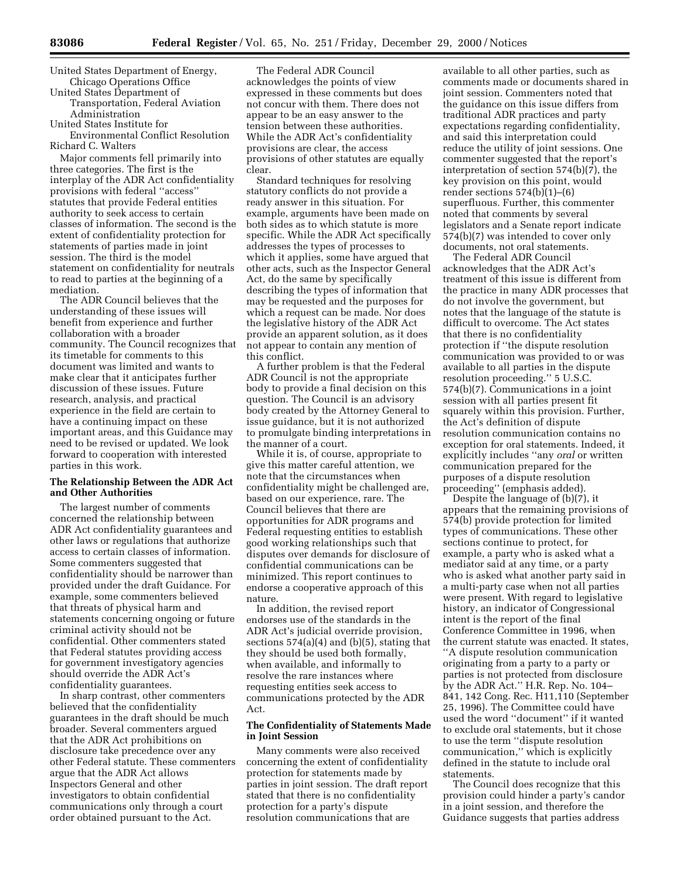United States Department of Energy, Chicago Operations Office
United States Department of Transportation, Federal Aviation Administration
United States Institute for Environmental Conflict Resolution
Richard C. Walters

Major comments fell primarily into three categories. The first is the interplay of the ADR Act confidentiality provisions with federal "access" statutes that provide Federal entities authority to seek access to certain classes of information. The second is the extent of confidentiality protection for statements of parties made in joint session. The third is the model statement on confidentiality for neutrals to read to parties at the beginning of a mediation.

The ADR Council believes that the understanding of these issues will benefit from experience and further collaboration with a broader community. The Council recognizes that its timetable for comments to this document was limited and wants to make clear that it anticipates further discussion of these issues. Future research, analysis, and practical experience in the field are certain to have a continuing impact on these important areas, and this Guidance may need to be revised or updated. We look forward to cooperation with interested parties in this work.

**The Relationship Between the ADR Act and Other Authorities**

The largest number of comments concerned the relationship between ADR Act confidentiality guarantees and other laws or regulations that authorize access to certain classes of information. Some commenters suggested that confidentiality should be narrower than provided under the draft Guidance. For example, some commenters believed that threats of physical harm and statements concerning ongoing or future criminal activity should not be confidential. Other commenters stated that Federal statutes providing access for government investigatory agencies should override the ADR Act's confidentiality guarantees.

In sharp contrast, other commenters believed that the confidentiality guarantees in the draft should be much broader. Several commenters argued that the ADR Act prohibitions on disclosure take precedence over any other Federal statute. These commenters argue that the ADR Act allows Inspectors General and other investigators to obtain confidential communications only through a court order obtained pursuant to the Act.

The Federal ADR Council acknowledges the points of view expressed in these comments but does not concur with them. There does not appear to be an easy answer to the tension between these authorities. While the ADR Act's confidentiality provisions are clear, the access provisions of other statutes are equally clear.

Standard techniques for resolving statutory conflicts do not provide a ready answer in this situation. For example, arguments have been made on both sides as to which statute is more specific. While the ADR Act specifically addresses the types of processes to which it applies, some have argued that other acts, such as the Inspector General Act, do the same by specifically describing the types of information that may be requested and the purposes for which a request can be made. Nor does the legislative history of the ADR Act provide an apparent solution, as it does not appear to contain any mention of this conflict.

A further problem is that the Federal ADR Council is not the appropriate body to provide a final decision on this question. The Council is an advisory body created by the Attorney General to issue guidance, but it is not authorized to promulgate binding interpretations in the manner of a court.

While it is, of course, appropriate to give this matter careful attention, we note that the circumstances when confidentiality might be challenged are, based on our experience, rare. The Council believes that there are opportunities for ADR programs and Federal requesting entities to establish good working relationships such that disputes over demands for disclosure of confidential communications can be minimized. This report continues to endorse a cooperative approach of this nature.

In addition, the revised report endorses use of the standards in the ADR Act's judicial override provision, sections 574(a)(4) and (b)(5), stating that they should be used both formally, when available, and informally to resolve the rare instances where requesting entities seek access to communications protected by the ADR Act.

**The Confidentiality of Statements Made in Joint Session**

Many comments were also received concerning the extent of confidentiality protection for statements made by parties in joint session. The draft report stated that there is no confidentiality protection for a party's dispute resolution communications that are available to all other parties, such as comments made or documents shared in joint session. Commenters noted that the guidance on this issue differs from traditional ADR practices and party expectations regarding confidentiality, and said this interpretation could reduce the utility of joint sessions. One commenter suggested that the report's interpretation of section 574(b)(7), the key provision on this point, would render sections 574(b)(1)–(6) superfluous. Further, this commenter noted that comments by several legislators and a Senate report indicate 574(b)(7) was intended to cover only documents, not oral statements.

The Federal ADR Council acknowledges that the ADR Act's treatment of this issue is different from the practice in many ADR processes that do not involve the government, but notes that the language of the statute is difficult to overcome. The Act states that there is no confidentiality protection if "the dispute resolution communication was provided to or was available to all parties in the dispute resolution proceeding." 5 U.S.C. 574(b)(7). Communications in a joint session with all parties present fit squarely within this provision. Further, the Act's definition of dispute resolution communication contains no exception for oral statements. Indeed, it explicitly includes "any *oral* or written communication prepared for the purposes of a dispute resolution proceeding" (emphasis added).

Despite the language of (b)(7), it appears that the remaining provisions of 574(b) provide protection for limited types of communications. These other sections continue to protect, for example, a party who is asked what a mediator said at any time, or a party who is asked what another party said in a multi-party case when not all parties were present. With regard to legislative history, an indicator of Congressional intent is the report of the final Conference Committee in 1996, when the current statute was enacted. It states, "A dispute resolution communication originating from a party to a party or parties is not protected from disclosure by the ADR Act." H.R. Rep. No. 104–841, 142 Cong. Rec. H11,110 (September 25, 1996). The Committee could have used the word "document" if it wanted to exclude oral statements, but it chose to use the term "dispute resolution communication," which is explicitly defined in the statute to include oral statements.

The Council does recognize that this provision could hinder a party's candor in a joint session, and therefore the Guidance suggests that parties address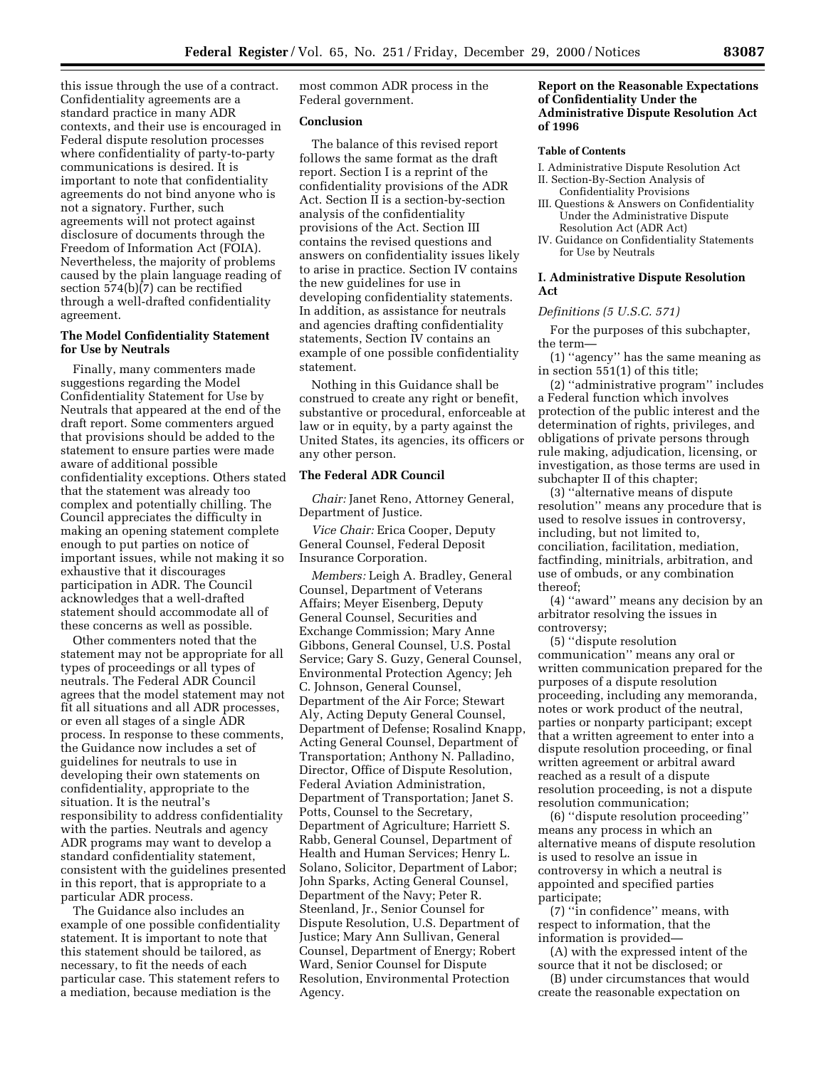this issue through the use of a contract. Confidentiality agreements are a standard practice in many ADR contexts, and their use is encouraged in Federal dispute resolution processes where confidentiality of party-to-party communications is desired. It is important to note that confidentiality agreements do not bind anyone who is not a signatory. Further, such agreements will not protect against disclosure of documents through the Freedom of Information Act (FOIA). Nevertheless, the majority of problems caused by the plain language reading of section 574(b)(7) can be rectified through a well-drafted confidentiality agreement.

### The Model Confidentiality Statement for Use by Neutrals

Finally, many commenters made suggestions regarding the Model Confidentiality Statement for Use by Neutrals that appeared at the end of the draft report. Some commenters argued that provisions should be added to the statement to ensure parties were made aware of additional possible confidentiality exceptions. Others stated that the statement was already too complex and potentially chilling. The Council appreciates the difficulty in making an opening statement complete enough to put parties on notice of important issues, while not making it so exhaustive that it discourages participation in ADR. The Council acknowledges that a well-drafted statement should accommodate all of these concerns as well as possible.

Other commenters noted that the statement may not be appropriate for all types of proceedings or all types of neutrals. The Federal ADR Council agrees that the model statement may not fit all situations and all ADR processes, or even all stages of a single ADR process. In response to these comments, the Guidance now includes a set of guidelines for neutrals to use in developing their own statements on confidentiality, appropriate to the situation. It is the neutral's responsibility to address confidentiality with the parties. Neutrals and agency ADR programs may want to develop a standard confidentiality statement, consistent with the guidelines presented in this report, that is appropriate to a particular ADR process.

The Guidance also includes an example of one possible confidentiality statement. It is important to note that this statement should be tailored, as necessary, to fit the needs of each particular case. This statement refers to a mediation, because mediation is the most common ADR process in the Federal government.

### Conclusion

The balance of this revised report follows the same format as the draft report. Section I is a reprint of the confidentiality provisions of the ADR Act. Section II is a section-by-section analysis of the confidentiality provisions of the Act. Section III contains the revised questions and answers on confidentiality issues likely to arise in practice. Section IV contains the new guidelines for use in developing confidentiality statements. In addition, as assistance for neutrals and agencies drafting confidentiality statements, Section IV contains an example of one possible confidentiality statement.

Nothing in this Guidance shall be construed to create any right or benefit, substantive or procedural, enforceable at law or in equity, by a party against the United States, its agencies, its officers or any other person.

### The Federal ADR Council

*Chair:* Janet Reno, Attorney General, Department of Justice.

*Vice Chair:* Erica Cooper, Deputy General Counsel, Federal Deposit Insurance Corporation.

*Members:* Leigh A. Bradley, General Counsel, Department of Veterans Affairs; Meyer Eisenberg, Deputy General Counsel, Securities and Exchange Commission; Mary Anne Gibbons, General Counsel, U.S. Postal Service; Gary S. Guzy, General Counsel, Environmental Protection Agency; Jeh C. Johnson, General Counsel, Department of the Air Force; Stewart Aly, Acting Deputy General Counsel, Department of Defense; Rosalind Knapp, Acting General Counsel, Department of Transportation; Anthony N. Palladino, Director, Office of Dispute Resolution, Federal Aviation Administration, Department of Transportation; Janet S. Potts, Counsel to the Secretary, Department of Agriculture; Harriett S. Rabb, General Counsel, Department of Health and Human Services; Henry L. Solano, Solicitor, Department of Labor; John Sparks, Acting General Counsel, Department of the Navy; Peter R. Steenland, Jr., Senior Counsel for Dispute Resolution, U.S. Department of Justice; Mary Ann Sullivan, General Counsel, Department of Energy; Robert Ward, Senior Counsel for Dispute Resolution, Environmental Protection Agency.

## Report on the Reasonable Expectations of Confidentiality Under the Administrative Dispute Resolution Act of 1996

#### Table of Contents

I. Administrative Dispute Resolution Act
II. Section-By-Section Analysis of Confidentiality Provisions
III. Questions & Answers on Confidentiality Under the Administrative Dispute Resolution Act (ADR Act)
IV. Guidance on Confidentiality Statements for Use by Neutrals

### I. Administrative Dispute Resolution Act

*Definitions (5 U.S.C. 571)*

For the purposes of this subchapter, the term—

(1) ''agency'' has the same meaning as in section 551(1) of this title;

(2) ''administrative program'' includes a Federal function which involves protection of the public interest and the determination of rights, privileges, and obligations of private persons through rule making, adjudication, licensing, or investigation, as those terms are used in subchapter II of this chapter;

(3) ''alternative means of dispute resolution'' means any procedure that is used to resolve issues in controversy, including, but not limited to, conciliation, facilitation, mediation, factfinding, minitrials, arbitration, and use of ombuds, or any combination thereof;

(4) ''award'' means any decision by an arbitrator resolving the issues in controversy;

(5) ''dispute resolution communication'' means any oral or written communication prepared for the purposes of a dispute resolution proceeding, including any memoranda, notes or work product of the neutral, parties or nonparty participant; except that a written agreement to enter into a dispute resolution proceeding, or final written agreement or arbitral award reached as a result of a dispute resolution proceeding, is not a dispute resolution communication;

(6) ''dispute resolution proceeding'' means any process in which an alternative means of dispute resolution is used to resolve an issue in controversy in which a neutral is appointed and specified parties participate;

(7) ''in confidence'' means, with respect to information, that the information is provided—

(A) with the expressed intent of the source that it not be disclosed; or

(B) under circumstances that would create the reasonable expectation on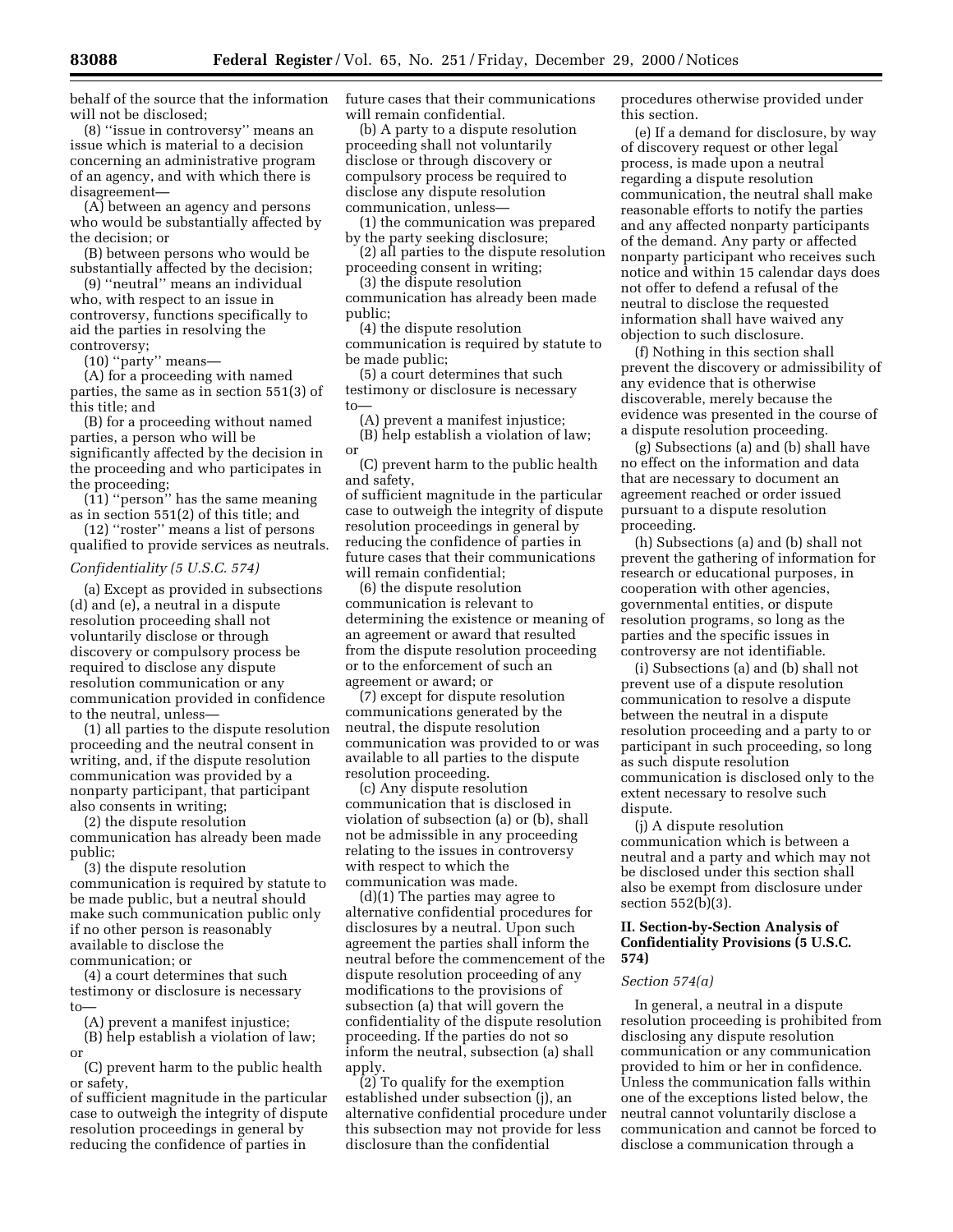behalf of the source that the information will not be disclosed;

(8) ''issue in controversy'' means an issue which is material to a decision concerning an administrative program of an agency, and with which there is disagreement—

(A) between an agency and persons who would be substantially affected by the decision; or

(B) between persons who would be substantially affected by the decision;

(9) ''neutral'' means an individual who, with respect to an issue in controversy, functions specifically to aid the parties in resolving the controversy;

(10) ''party'' means—

(A) for a proceeding with named parties, the same as in section 551(3) of this title; and

(B) for a proceeding without named parties, a person who will be significantly affected by the decision in the proceeding and who participates in the proceeding;

(11) ''person'' has the same meaning as in section 551(2) of this title; and

(12) ''roster'' means a list of persons qualified to provide services as neutrals.

*Confidentiality (5 U.S.C. 574)*

(a) Except as provided in subsections (d) and (e), a neutral in a dispute resolution proceeding shall not voluntarily disclose or through discovery or compulsory process be required to disclose any dispute resolution communication or any communication provided in confidence to the neutral, unless—

(1) all parties to the dispute resolution proceeding and the neutral consent in writing, and, if the dispute resolution communication was provided by a nonparty participant, that participant also consents in writing;

(2) the dispute resolution communication has already been made public;

(3) the dispute resolution communication is required by statute to be made public, but a neutral should make such communication public only if no other person is reasonably available to disclose the communication; or

(4) a court determines that such testimony or disclosure is necessary to—

(A) prevent a manifest injustice;

(B) help establish a violation of law; or

(C) prevent harm to the public health or safety,

of sufficient magnitude in the particular case to outweigh the integrity of dispute resolution proceedings in general by reducing the confidence of parties in future cases that their communications will remain confidential.

(b) A party to a dispute resolution proceeding shall not voluntarily disclose or through discovery or compulsory process be required to disclose any dispute resolution communication, unless—

(1) the communication was prepared by the party seeking disclosure;

(2) all parties to the dispute resolution proceeding consent in writing;

(3) the dispute resolution communication has already been made public;

(4) the dispute resolution communication is required by statute to be made public;

(5) a court determines that such testimony or disclosure is necessary to—

(A) prevent a manifest injustice;

(B) help establish a violation of law; or

(C) prevent harm to the public health and safety,

of sufficient magnitude in the particular case to outweigh the integrity of dispute resolution proceedings in general by reducing the confidence of parties in future cases that their communications will remain confidential;

(6) the dispute resolution communication is relevant to determining the existence or meaning of an agreement or award that resulted from the dispute resolution proceeding or to the enforcement of such an agreement or award; or

(7) except for dispute resolution communications generated by the neutral, the dispute resolution communication was provided to or was available to all parties to the dispute resolution proceeding.

(c) Any dispute resolution communication that is disclosed in violation of subsection (a) or (b), shall not be admissible in any proceeding relating to the issues in controversy with respect to which the communication was made.

(d)(1) The parties may agree to alternative confidential procedures for disclosures by a neutral. Upon such agreement the parties shall inform the neutral before the commencement of the dispute resolution proceeding of any modifications to the provisions of subsection (a) that will govern the confidentiality of the dispute resolution proceeding. If the parties do not so inform the neutral, subsection (a) shall apply.

(2) To qualify for the exemption established under subsection (j), an alternative confidential procedure under this subsection may not provide for less disclosure than the confidential procedures otherwise provided under this section.

(e) If a demand for disclosure, by way of discovery request or other legal process, is made upon a neutral regarding a dispute resolution communication, the neutral shall make reasonable efforts to notify the parties and any affected nonparty participants of the demand. Any party or affected nonparty participant who receives such notice and within 15 calendar days does not offer to defend a refusal of the neutral to disclose the requested information shall have waived any objection to such disclosure.

(f) Nothing in this section shall prevent the discovery or admissibility of any evidence that is otherwise discoverable, merely because the evidence was presented in the course of a dispute resolution proceeding.

(g) Subsections (a) and (b) shall have no effect on the information and data that are necessary to document an agreement reached or order issued pursuant to a dispute resolution proceeding.

(h) Subsections (a) and (b) shall not prevent the gathering of information for research or educational purposes, in cooperation with other agencies, governmental entities, or dispute resolution programs, so long as the parties and the specific issues in controversy are not identifiable.

(i) Subsections (a) and (b) shall not prevent use of a dispute resolution communication to resolve a dispute between the neutral in a dispute resolution proceeding and a party to or participant in such proceeding, so long as such dispute resolution communication is disclosed only to the extent necessary to resolve such dispute.

(j) A dispute resolution communication which is between a neutral and a party and which may not be disclosed under this section shall also be exempt from disclosure under section 552(b)(3).

## II. Section-by-Section Analysis of Confidentiality Provisions (5 U.S.C. 574)

*Section 574(a)*

In general, a neutral in a dispute resolution proceeding is prohibited from disclosing any dispute resolution communication or any communication provided to him or her in confidence. Unless the communication falls within one of the exceptions listed below, the neutral cannot voluntarily disclose a communication and cannot be forced to disclose a communication through a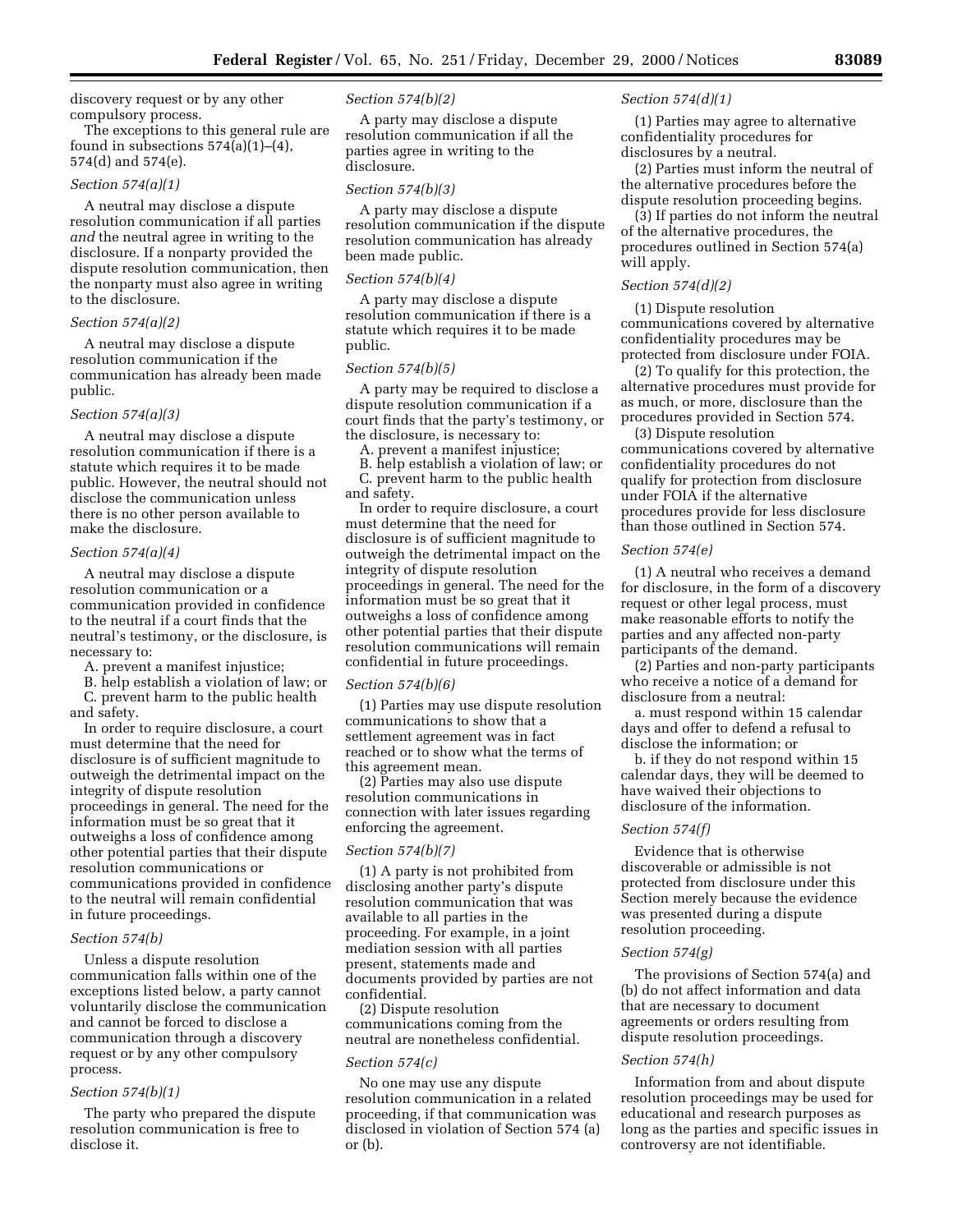discovery request or by any other compulsory process.

The exceptions to this general rule are found in subsections 574(a)(1)–(4), 574(d) and 574(e).

*Section 574(a)(1)*

A neutral may disclose a dispute resolution communication if all parties *and* the neutral agree in writing to the disclosure. If a nonparty provided the dispute resolution communication, then the nonparty must also agree in writing to the disclosure.

*Section 574(a)(2)*

A neutral may disclose a dispute resolution communication if the communication has already been made public.

*Section 574(a)(3)*

A neutral may disclose a dispute resolution communication if there is a statute which requires it to be made public. However, the neutral should not disclose the communication unless there is no other person available to make the disclosure.

*Section 574(a)(4)*

A neutral may disclose a dispute resolution communication or a communication provided in confidence to the neutral if a court finds that the neutral's testimony, or the disclosure, is necessary to:

A. prevent a manifest injustice;
B. help establish a violation of law; or
C. prevent harm to the public health and safety.

In order to require disclosure, a court must determine that the need for disclosure is of sufficient magnitude to outweigh the detrimental impact on the integrity of dispute resolution proceedings in general. The need for the information must be so great that it outweighs a loss of confidence among other potential parties that their dispute resolution communications or communications provided in confidence to the neutral will remain confidential in future proceedings.

*Section 574(b)*

Unless a dispute resolution communication falls within one of the exceptions listed below, a party cannot voluntarily disclose the communication and cannot be forced to disclose a communication through a discovery request or by any other compulsory process.

*Section 574(b)(1)*

The party who prepared the dispute resolution communication is free to disclose it.

*Section 574(b)(2)*

A party may disclose a dispute resolution communication if all the parties agree in writing to the disclosure.

*Section 574(b)(3)*

A party may disclose a dispute resolution communication if the dispute resolution communication has already been made public.

*Section 574(b)(4)*

A party may disclose a dispute resolution communication if there is a statute which requires it to be made public.

*Section 574(b)(5)*

A party may be required to disclose a dispute resolution communication if a court finds that the party's testimony, or the disclosure, is necessary to:

A. prevent a manifest injustice;
B. help establish a violation of law; or
C. prevent harm to the public health and safety.

In order to require disclosure, a court must determine that the need for disclosure is of sufficient magnitude to outweigh the detrimental impact on the integrity of dispute resolution proceedings in general. The need for the information must be so great that it outweighs a loss of confidence among other potential parties that their dispute resolution communications will remain confidential in future proceedings.

*Section 574(b)(6)*

(1) Parties may use dispute resolution communications to show that a settlement agreement was in fact reached or to show what the terms of this agreement mean.

(2) Parties may also use dispute resolution communications in connection with later issues regarding enforcing the agreement.

*Section 574(b)(7)*

(1) A party is not prohibited from disclosing another party's dispute resolution communication that was available to all parties in the proceeding. For example, in a joint mediation session with all parties present, statements made and documents provided by parties are not confidential.

(2) Dispute resolution communications coming from the neutral are nonetheless confidential.

*Section 574(c)*

No one may use any dispute resolution communication in a related proceeding, if that communication was disclosed in violation of Section 574 (a) or (b).

*Section 574(d)(1)*

(1) Parties may agree to alternative confidentiality procedures for disclosures by a neutral.

(2) Parties must inform the neutral of the alternative procedures before the dispute resolution proceeding begins.

(3) If parties do not inform the neutral of the alternative procedures, the procedures outlined in Section 574(a) will apply.

*Section 574(d)(2)*

(1) Dispute resolution communications covered by alternative confidentiality procedures may be protected from disclosure under FOIA.

(2) To qualify for this protection, the alternative procedures must provide for as much, or more, disclosure than the procedures provided in Section 574.

(3) Dispute resolution communications covered by alternative confidentiality procedures do not qualify for protection from disclosure under FOIA if the alternative procedures provide for less disclosure than those outlined in Section 574.

*Section 574(e)*

(1) A neutral who receives a demand for disclosure, in the form of a discovery request or other legal process, must make reasonable efforts to notify the parties and any affected non-party participants of the demand.

(2) Parties and non-party participants who receive a notice of a demand for disclosure from a neutral:

a. must respond within 15 calendar days and offer to defend a refusal to disclose the information; or

b. if they do not respond within 15 calendar days, they will be deemed to have waived their objections to disclosure of the information.

*Section 574(f)*

Evidence that is otherwise discoverable or admissible is not protected from disclosure under this Section merely because the evidence was presented during a dispute resolution proceeding.

*Section 574(g)*

The provisions of Section 574(a) and (b) do not affect information and data that are necessary to document agreements or orders resulting from dispute resolution proceedings.

*Section 574(h)*

Information from and about dispute resolution proceedings may be used for educational and research purposes as long as the parties and specific issues in controversy are not identifiable.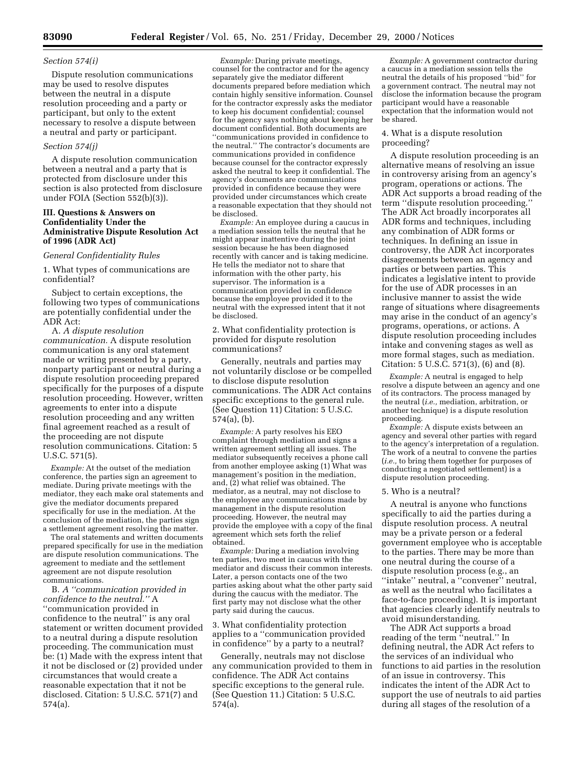*Section 574(i)*

Dispute resolution communications may be used to resolve disputes between the neutral in a dispute resolution proceeding and a party or participant, but only to the extent necessary to resolve a dispute between a neutral and party or participant.

*Section 574(j)*

A dispute resolution communication between a neutral and a party that is protected from disclosure under this section is also protected from disclosure under FOIA (Section 552(b)(3)).

## III. Questions & Answers on Confidentiality Under the Administrative Dispute Resolution Act of 1996 (ADR Act)

*General Confidentiality Rules*

1. What types of communications are confidential?

Subject to certain exceptions, the following two types of communications are potentially confidential under the ADR Act:

A. *A dispute resolution communication.* A dispute resolution communication is any oral statement made or writing presented by a party, nonparty participant or neutral during a dispute resolution proceeding prepared specifically for the purposes of a dispute resolution proceeding. However, written agreements to enter into a dispute resolution proceeding and any written final agreement reached as a result of the proceeding are not dispute resolution communications. Citation: 5 U.S.C. 571(5).

*Example:* At the outset of the mediation conference, the parties sign an agreement to mediate. During private meetings with the mediator, they each make oral statements and give the mediator documents prepared specifically for use in the mediation. At the conclusion of the mediation, the parties sign a settlement agreement resolving the matter.

The oral statements and written documents prepared specifically for use in the mediation are dispute resolution communications. The agreement to mediate and the settlement agreement are not dispute resolution communications.

B. *A "communication provided in confidence to the neutral."* A "communication provided in confidence to the neutral" is any oral statement or written document provided to a neutral during a dispute resolution proceeding. The communication must be: (1) Made with the express intent that it not be disclosed or (2) provided under circumstances that would create a reasonable expectation that it not be disclosed. Citation: 5 U.S.C. 571(7) and 574(a).

*Example:* During private meetings, counsel for the contractor and for the agency separately give the mediator different documents prepared before mediation which contain highly sensitive information. Counsel for the contractor expressly asks the mediator to keep his document confidential; counsel for the agency says nothing about keeping her document confidential. Both documents are "communications provided in confidence to the neutral." The contractor's documents are communications provided in confidence because counsel for the contractor expressly asked the neutral to keep it confidential. The agency's documents are communications provided in confidence because they were provided under circumstances which create a reasonable expectation that they should not be disclosed.

*Example:* An employee during a caucus in a mediation session tells the neutral that he might appear inattentive during the joint session because he has been diagnosed recently with cancer and is taking medicine. He tells the mediator not to share that information with the other party, his supervisor. The information is a communication provided in confidence because the employee provided it to the neutral with the expressed intent that it not be disclosed.

2. What confidentiality protection is provided for dispute resolution communications?

Generally, neutrals and parties may not voluntarily disclose or be compelled to disclose dispute resolution communications. The ADR Act contains specific exceptions to the general rule. (See Question 11) Citation: 5 U.S.C. 574(a), (b).

*Example:* A party resolves his EEO complaint through mediation and signs a written agreement settling all issues. The mediator subsequently receives a phone call from another employee asking (1) What was management's position in the mediation, and, (2) what relief was obtained. The mediator, as a neutral, may not disclose to the employee any communications made by management in the dispute resolution proceeding. However, the neutral may provide the employee with a copy of the final agreement which sets forth the relief obtained.

*Example:* During a mediation involving ten parties, two meet in caucus with the mediator and discuss their common interests. Later, a person contacts one of the two parties asking about what the other party said during the caucus with the mediator. The first party may not disclose what the other party said during the caucus.

3. What confidentiality protection applies to a "communication provided in confidence" by a party to a neutral?

Generally, neutrals may not disclose any communication provided to them in confidence. The ADR Act contains specific exceptions to the general rule. (See Question 11.) Citation: 5 U.S.C. 574(a).

*Example:* A government contractor during a caucus in a mediation session tells the neutral the details of his proposed "bid" for a government contract. The neutral may not disclose the information because the program participant would have a reasonable expectation that the information would not be shared.

4. What is a dispute resolution proceeding?

A dispute resolution proceeding is an alternative means of resolving an issue in controversy arising from an agency's program, operations or actions. The ADR Act supports a broad reading of the term "dispute resolution proceeding." The ADR Act broadly incorporates all ADR forms and techniques, including any combination of ADR forms or techniques. In defining an issue in controversy, the ADR Act incorporates disagreements between an agency and parties or between parties. This indicates a legislative intent to provide for the use of ADR processes in an inclusive manner to assist the wide range of situations where disagreements may arise in the conduct of an agency's programs, operations, or actions. A dispute resolution proceeding includes intake and convening stages as well as more formal stages, such as mediation. Citation: 5 U.S.C. 571(3), (6) and (8).

*Example:* A neutral is engaged to help resolve a dispute between an agency and one of its contractors. The process managed by the neutral (*i.e.,* mediation, arbitration, or another technique) is a dispute resolution proceeding.

*Example:* A dispute exists between an agency and several other parties with regard to the agency's interpretation of a regulation. The work of a neutral to convene the parties (*i.e.,* to bring them together for purposes of conducting a negotiated settlement) is a dispute resolution proceeding.

5. Who is a neutral?

A neutral is anyone who functions specifically to aid the parties during a dispute resolution process. A neutral may be a private person or a federal government employee who is acceptable to the parties. There may be more than one neutral during the course of a dispute resolution process (e.g., an "intake" neutral, a "convener" neutral, as well as the neutral who facilitates a face-to-face proceeding). It is important that agencies clearly identify neutrals to avoid misunderstanding.

The ADR Act supports a broad reading of the term "neutral." In defining neutral, the ADR Act refers to the services of an individual who functions to aid parties in the resolution of an issue in controversy. This indicates the intent of the ADR Act to support the use of neutrals to aid parties during all stages of the resolution of a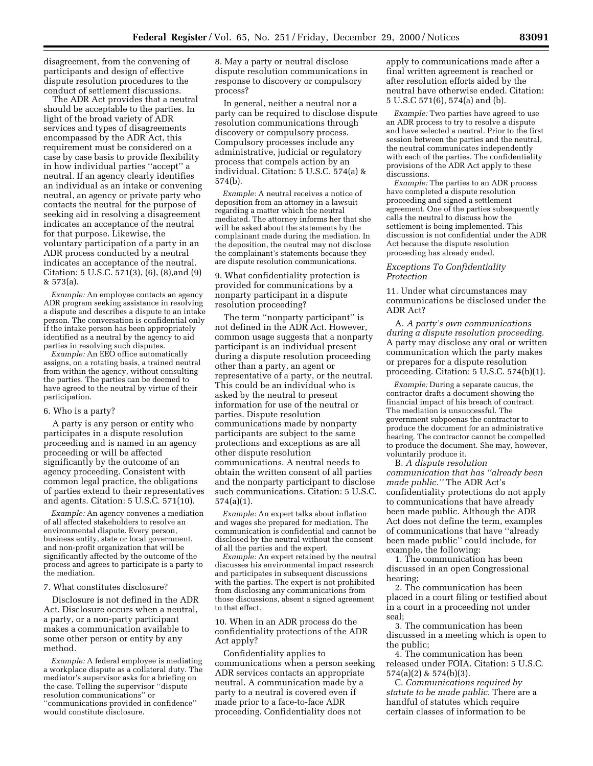disagreement, from the convening of participants and design of effective dispute resolution procedures to the conduct of settlement discussions.

The ADR Act provides that a neutral should be acceptable to the parties. In light of the broad variety of ADR services and types of disagreements encompassed by the ADR Act, this requirement must be considered on a case by case basis to provide flexibility in how individual parties ''accept'' a neutral. If an agency clearly identifies an individual as an intake or convening neutral, an agency or private party who contacts the neutral for the purpose of seeking aid in resolving a disagreement indicates an acceptance of the neutral for that purpose. Likewise, the voluntary participation of a party in an ADR process conducted by a neutral indicates an acceptance of the neutral. Citation: 5 U.S.C. 571(3), (6), (8),and (9) & 573(a).

*Example:* An employee contacts an agency ADR program seeking assistance in resolving a dispute and describes a dispute to an intake person. The conversation is confidential only if the intake person has been appropriately identified as a neutral by the agency to aid parties in resolving such disputes.

*Example:* An EEO office automatically assigns, on a rotating basis, a trained neutral from within the agency, without consulting the parties. The parties can be deemed to have agreed to the neutral by virtue of their participation.

6. Who is a party?

A party is any person or entity who participates in a dispute resolution proceeding and is named in an agency proceeding or will be affected significantly by the outcome of an agency proceeding. Consistent with common legal practice, the obligations of parties extend to their representatives and agents. Citation: 5 U.S.C. 571(10).

*Example:* An agency convenes a mediation of all affected stakeholders to resolve an environmental dispute. Every person, business entity, state or local government, and non-profit organization that will be significantly affected by the outcome of the process and agrees to participate is a party to the mediation.

7. What constitutes disclosure?

Disclosure is not defined in the ADR Act. Disclosure occurs when a neutral, a party, or a non-party participant makes a communication available to some other person or entity by any method.

*Example:* A federal employee is mediating a workplace dispute as a collateral duty. The mediator's supervisor asks for a briefing on the case. Telling the supervisor ''dispute resolution communications'' or ''communications provided in confidence'' would constitute disclosure.

8. May a party or neutral disclose dispute resolution communications in response to discovery or compulsory process?

In general, neither a neutral nor a party can be required to disclose dispute resolution communications through discovery or compulsory process. Compulsory processes include any administrative, judicial or regulatory process that compels action by an individual. Citation: 5 U.S.C. 574(a) & 574(b).

*Example:* A neutral receives a notice of deposition from an attorney in a lawsuit regarding a matter which the neutral mediated. The attorney informs her that she will be asked about the statements by the complainant made during the mediation. In the deposition, the neutral may not disclose the complainant's statements because they are dispute resolution communications.

9. What confidentiality protection is provided for communications by a nonparty participant in a dispute resolution proceeding?

The term ''nonparty participant'' is not defined in the ADR Act. However, common usage suggests that a nonparty participant is an individual present during a dispute resolution proceeding other than a party, an agent or representative of a party, or the neutral. This could be an individual who is asked by the neutral to present information for use of the neutral or parties. Dispute resolution communications made by nonparty participants are subject to the same protections and exceptions as are all other dispute resolution communications. A neutral needs to obtain the written consent of all parties and the nonparty participant to disclose such communications. Citation: 5 U.S.C. 574(a)(1).

*Example:* An expert talks about inflation and wages she prepared for mediation. The communication is confidential and cannot be disclosed by the neutral without the consent of all the parties and the expert.

*Example:* An expert retained by the neutral discusses his environmental impact research and participates in subsequent discussions with the parties. The expert is not prohibited from disclosing any communications from those discussions, absent a signed agreement to that effect.

10. When in an ADR process do the confidentiality protections of the ADR Act apply?

Confidentiality applies to communications when a person seeking ADR services contacts an appropriate neutral. A communication made by a party to a neutral is covered even if made prior to a face-to-face ADR proceeding. Confidentiality does not apply to communications made after a final written agreement is reached or after resolution efforts aided by the neutral have otherwise ended. Citation: 5 U.S.C 571(6), 574(a) and (b).

*Example:* Two parties have agreed to use an ADR process to try to resolve a dispute and have selected a neutral. Prior to the first session between the parties and the neutral, the neutral communicates independently with each of the parties. The confidentiality provisions of the ADR Act apply to these discussions.

*Example:* The parties to an ADR process have completed a dispute resolution proceeding and signed a settlement agreement. One of the parties subsequently calls the neutral to discuss how the settlement is being implemented. This discussion is not confidential under the ADR Act because the dispute resolution proceeding has already ended.

*Exceptions To Confidentiality Protection*

11. Under what circumstances may communications be disclosed under the ADR Act?

A. *A party's own communications during a dispute resolution proceeding.* A party may disclose any oral or written communication which the party makes or prepares for a dispute resolution proceeding. Citation: 5 U.S.C. 574(b)(1).

*Example:* During a separate caucus, the contractor drafts a document showing the financial impact of his breach of contract. The mediation is unsuccessful. The government subpoenas the contractor to produce the document for an administrative hearing. The contractor cannot be compelled to produce the document. She may, however, voluntarily produce it.

B. *A dispute resolution communication that has ''already been made public.''* The ADR Act's confidentiality protections do not apply to communications that have already been made public. Although the ADR Act does not define the term, examples of communications that have ''already been made public'' could include, for example, the following:

1. The communication has been discussed in an open Congressional hearing;
2. The communication has been placed in a court filing or testified about in a court in a proceeding not under seal;
3. The communication has been discussed in a meeting which is open to the public;
4. The communication has been released under FOIA. Citation: 5 U.S.C. 574(a)(2) & 574(b)(3).

C. *Communications required by statute to be made public.* There are a handful of statutes which require certain classes of information to be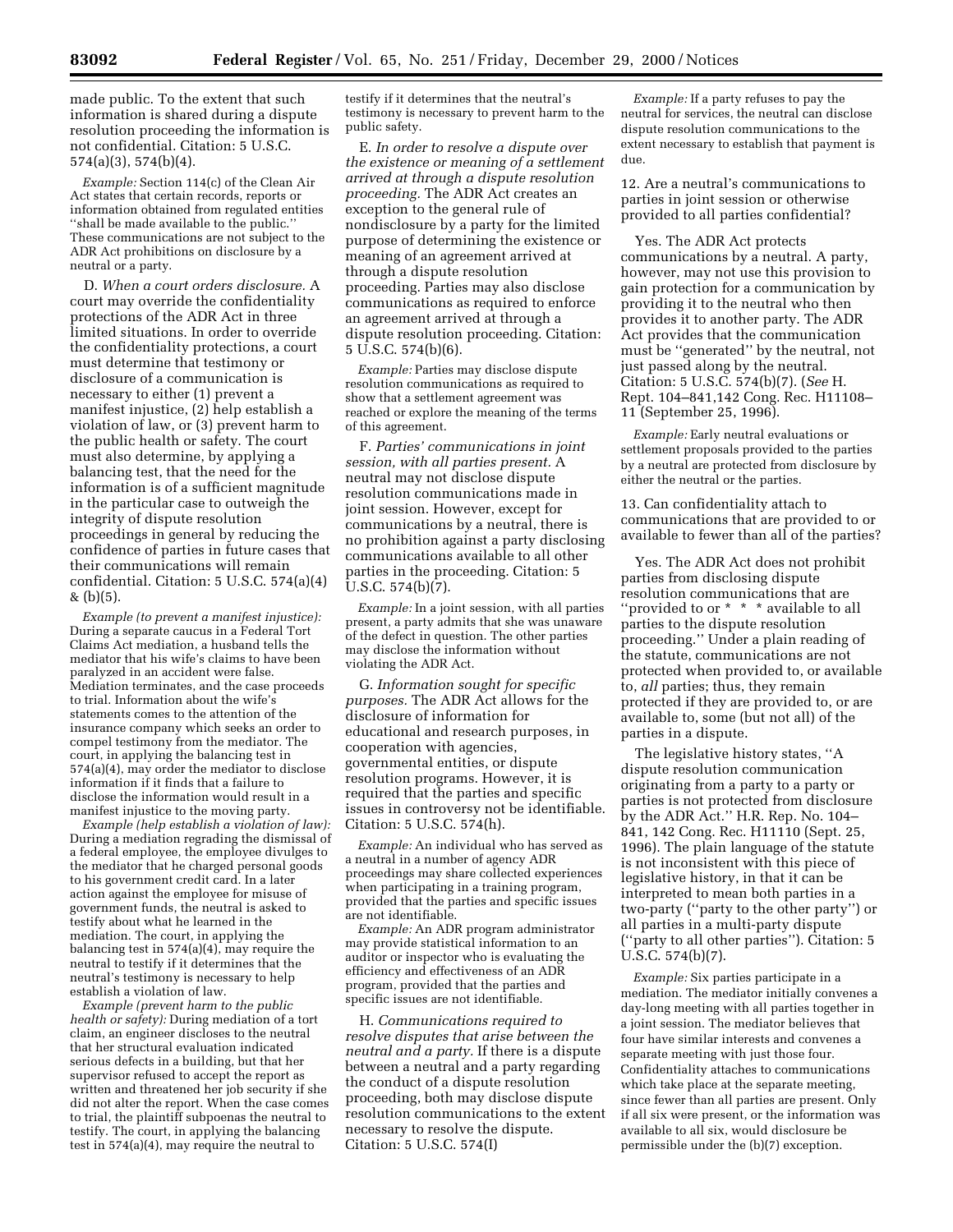made public. To the extent that such information is shared during a dispute resolution proceeding the information is not confidential. Citation: 5 U.S.C. 574(a)(3), 574(b)(4).

*Example:* Section 114(c) of the Clean Air Act states that certain records, reports or information obtained from regulated entities ''shall be made available to the public.'' These communications are not subject to the ADR Act prohibitions on disclosure by a neutral or a party.

D. *When a court orders disclosure.* A court may override the confidentiality protections of the ADR Act in three limited situations. In order to override the confidentiality protections, a court must determine that testimony or disclosure of a communication is necessary to either (1) prevent a manifest injustice, (2) help establish a violation of law, or (3) prevent harm to the public health or safety. The court must also determine, by applying a balancing test, that the need for the information is of a sufficient magnitude in the particular case to outweigh the integrity of dispute resolution proceedings in general by reducing the confidence of parties in future cases that their communications will remain confidential. Citation: 5 U.S.C. 574(a)(4) & (b)(5).

*Example (to prevent a manifest injustice):* During a separate caucus in a Federal Tort Claims Act mediation, a husband tells the mediator that his wife's claims to have been paralyzed in an accident were false. Mediation terminates, and the case proceeds to trial. Information about the wife's statements comes to the attention of the insurance company which seeks an order to compel testimony from the mediator. The court, in applying the balancing test in 574(a)(4), may order the mediator to disclose information if it finds that a failure to disclose the information would result in a manifest injustice to the moving party.

*Example (help establish a violation of law):* During a mediation regrading the dismissal of a federal employee, the employee divulges to the mediator that he charged personal goods to his government credit card. In a later action against the employee for misuse of government funds, the neutral is asked to testify about what he learned in the mediation. The court, in applying the balancing test in 574(a)(4), may require the neutral to testify if it determines that the neutral's testimony is necessary to help establish a violation of law.

*Example (prevent harm to the public health or safety):* During mediation of a tort claim, an engineer discloses to the neutral that her structural evaluation indicated serious defects in a building, but that her supervisor refused to accept the report as written and threatened her job security if she did not alter the report. When the case comes to trial, the plaintiff subpoenas the neutral to testify. The court, in applying the balancing test in 574(a)(4), may require the neutral to testify if it determines that the neutral's testimony is necessary to prevent harm to the public safety.

E. *In order to resolve a dispute over the existence or meaning of a settlement arrived at through a dispute resolution proceeding.* The ADR Act creates an exception to the general rule of nondisclosure by a party for the limited purpose of determining the existence or meaning of an agreement arrived at through a dispute resolution proceeding. Parties may also disclose communications as required to enforce an agreement arrived at through a dispute resolution proceeding. Citation: 5 U.S.C. 574(b)(6).

*Example:* Parties may disclose dispute resolution communications as required to show that a settlement agreement was reached or explore the meaning of the terms of this agreement.

F. *Parties' communications in joint session, with all parties present.* A neutral may not disclose dispute resolution communications made in joint session. However, except for communications by a neutral, there is no prohibition against a party disclosing communications available to all other parties in the proceeding. Citation: 5 U.S.C. 574(b)(7).

*Example:* In a joint session, with all parties present, a party admits that she was unaware of the defect in question. The other parties may disclose the information without violating the ADR Act.

G. *Information sought for specific purposes.* The ADR Act allows for the disclosure of information for educational and research purposes, in cooperation with agencies, governmental entities, or dispute resolution programs. However, it is required that the parties and specific issues in controversy not be identifiable. Citation: 5 U.S.C. 574(h).

*Example:* An individual who has served as a neutral in a number of agency ADR proceedings may share collected experiences when participating in a training program, provided that the parties and specific issues are not identifiable.

*Example:* An ADR program administrator may provide statistical information to an auditor or inspector who is evaluating the efficiency and effectiveness of an ADR program, provided that the parties and specific issues are not identifiable.

H. *Communications required to resolve disputes that arise between the neutral and a party.* If there is a dispute between a neutral and a party regarding the conduct of a dispute resolution proceeding, both may disclose dispute resolution communications to the extent necessary to resolve the dispute. Citation: 5 U.S.C. 574(I)

*Example:* If a party refuses to pay the neutral for services, the neutral can disclose dispute resolution communications to the extent necessary to establish that payment is due.

12. Are a neutral's communications to parties in joint session or otherwise provided to all parties confidential?

Yes. The ADR Act protects communications by a neutral. A party, however, may not use this provision to gain protection for a communication by providing it to the neutral who then provides it to another party. The ADR Act provides that the communication must be ''generated'' by the neutral, not just passed along by the neutral. Citation: 5 U.S.C. 574(b)(7). (*See* H. Rept. 104–841,142 Cong. Rec. H11108–11 (September 25, 1996).

*Example:* Early neutral evaluations or settlement proposals provided to the parties by a neutral are protected from disclosure by either the neutral or the parties.

13. Can confidentiality attach to communications that are provided to or available to fewer than all of the parties?

Yes. The ADR Act does not prohibit parties from disclosing dispute resolution communications that are ''provided to or * * * available to all parties to the dispute resolution proceeding.'' Under a plain reading of the statute, communications are not protected when provided to, or available to, *all* parties; thus, they remain protected if they are provided to, or are available to, some (but not all) of the parties in a dispute.

The legislative history states, ''A dispute resolution communication originating from a party to a party or parties is not protected from disclosure by the ADR Act.'' H.R. Rep. No. 104–841, 142 Cong. Rec. H11110 (Sept. 25, 1996). The plain language of the statute is not inconsistent with this piece of legislative history, in that it can be interpreted to mean both parties in a two-party (''party to the other party'') or all parties in a multi-party dispute (''party to all other parties''). Citation: 5 U.S.C. 574(b)(7).

*Example:* Six parties participate in a mediation. The mediator initially convenes a day-long meeting with all parties together in a joint session. The mediator believes that four have similar interests and convenes a separate meeting with just those four. Confidentiality attaches to communications which take place at the separate meeting, since fewer than all parties are present. Only if all six were present, or the information was available to all six, would disclosure be permissible under the (b)(7) exception.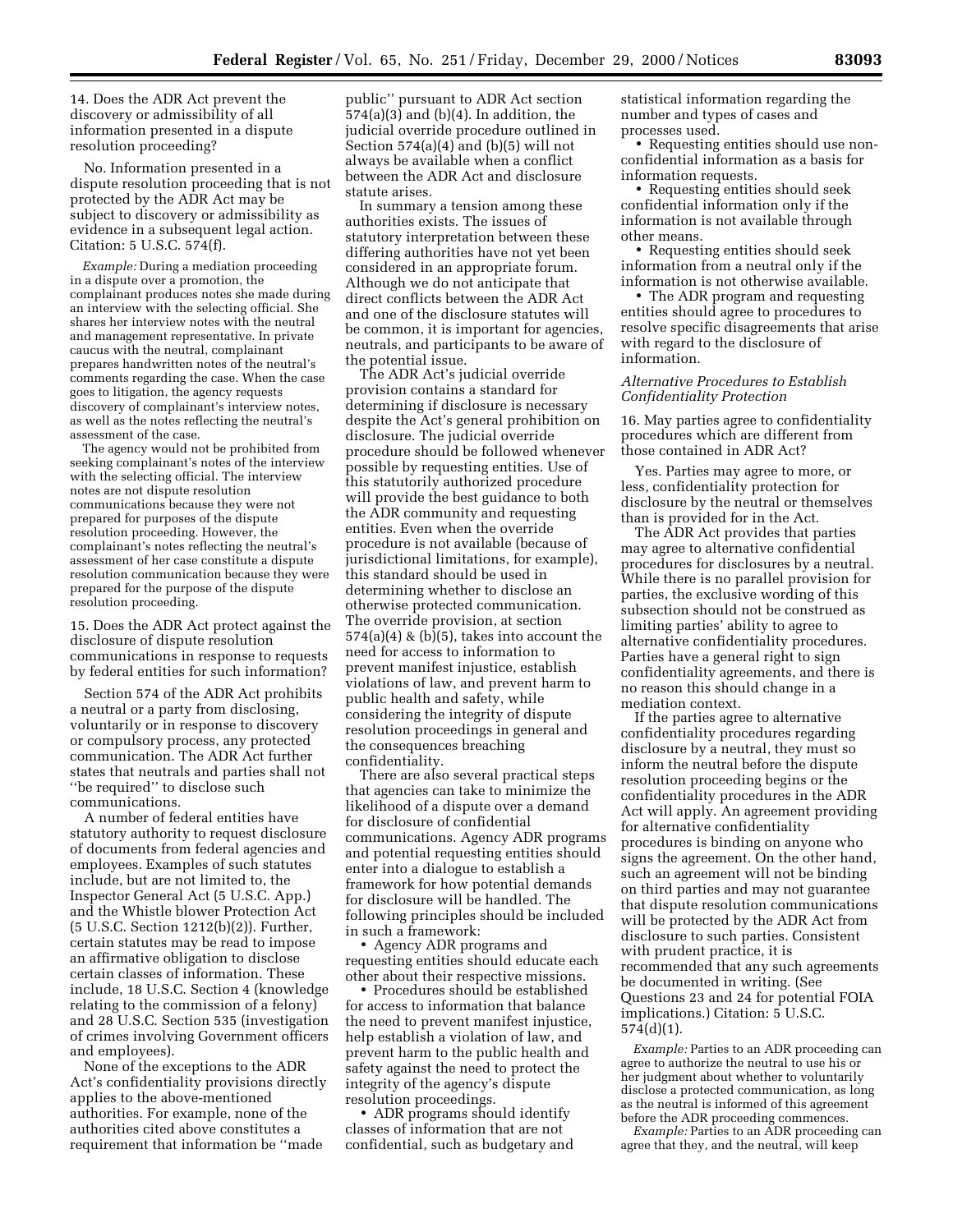14. Does the ADR Act prevent the discovery or admissibility of all information presented in a dispute resolution proceeding?

No. Information presented in a dispute resolution proceeding that is not protected by the ADR Act may be subject to discovery or admissibility as evidence in a subsequent legal action. Citation: 5 U.S.C. 574(f).

*Example:* During a mediation proceeding in a dispute over a promotion, the complainant produces notes she made during an interview with the selecting official. She shares her interview notes with the neutral and management representative. In private caucus with the neutral, complainant prepares handwritten notes of the neutral's comments regarding the case. When the case goes to litigation, the agency requests discovery of complainant's interview notes, as well as the notes reflecting the neutral's assessment of the case.

The agency would not be prohibited from seeking complainant's notes of the interview with the selecting official. The interview notes are not dispute resolution communications because they were not prepared for purposes of the dispute resolution proceeding. However, the complainant's notes reflecting the neutral's assessment of her case constitute a dispute resolution communication because they were prepared for the purpose of the dispute resolution proceeding.

15. Does the ADR Act protect against the disclosure of dispute resolution communications in response to requests by federal entities for such information?

Section 574 of the ADR Act prohibits a neutral or a party from disclosing, voluntarily or in response to discovery or compulsory process, any protected communication. The ADR Act further states that neutrals and parties shall not "be required" to disclose such communications.

A number of federal entities have statutory authority to request disclosure of documents from federal agencies and employees. Examples of such statutes include, but are not limited to, the Inspector General Act (5 U.S.C. App.) and the Whistle blower Protection Act (5 U.S.C. Section 1212(b)(2)). Further, certain statutes may be read to impose an affirmative obligation to disclose certain classes of information. These include, 18 U.S.C. Section 4 (knowledge relating to the commission of a felony) and 28 U.S.C. Section 535 (investigation of crimes involving Government officers and employees).

None of the exceptions to the ADR Act's confidentiality provisions directly applies to the above-mentioned authorities. For example, none of the authorities cited above constitutes a requirement that information be "made public" pursuant to ADR Act section 574(a)(3) and (b)(4). In addition, the judicial override procedure outlined in Section 574(a)(4) and (b)(5) will not always be available when a conflict between the ADR Act and disclosure statute arises.

In summary a tension among these authorities exists. The issues of statutory interpretation between these differing authorities have not yet been considered in an appropriate forum. Although we do not anticipate that direct conflicts between the ADR Act and one of the disclosure statutes will be common, it is important for agencies, neutrals, and participants to be aware of the potential issue.

The ADR Act's judicial override provision contains a standard for determining if disclosure is necessary despite the Act's general prohibition on disclosure. The judicial override procedure should be followed whenever possible by requesting entities. Use of this statutorily authorized procedure will provide the best guidance to both the ADR community and requesting entities. Even when the override procedure is not available (because of jurisdictional limitations, for example), this standard should be used in determining whether to disclose an otherwise protected communication. The override provision, at section 574(a)(4) & (b)(5), takes into account the need for access to information to prevent manifest injustice, establish violations of law, and prevent harm to public health and safety, while considering the integrity of dispute resolution proceedings in general and the consequences breaching confidentiality.

There are also several practical steps that agencies can take to minimize the likelihood of a dispute over a demand for disclosure of confidential communications. Agency ADR programs and potential requesting entities should enter into a dialogue to establish a framework for how potential demands for disclosure will be handled. The following principles should be included in such a framework:

- Agency ADR programs and requesting entities should educate each other about their respective missions.
- Procedures should be established for access to information that balance the need to prevent manifest injustice, help establish a violation of law, and prevent harm to the public health and safety against the need to protect the integrity of the agency's dispute resolution proceedings.
- ADR programs should identify classes of information that are not confidential, such as budgetary and statistical information regarding the number and types of cases and processes used.
- Requesting entities should use non-confidential information as a basis for information requests.
- Requesting entities should seek confidential information only if the information is not available through other means.
- Requesting entities should seek information from a neutral only if the information is not otherwise available.
- The ADR program and requesting entities should agree to procedures to resolve specific disagreements that arise with regard to the disclosure of information.

*Alternative Procedures to Establish Confidentiality Protection*

16. May parties agree to confidentiality procedures which are different from those contained in ADR Act?

Yes. Parties may agree to more, or less, confidentiality protection for disclosure by the neutral or themselves than is provided for in the Act.

The ADR Act provides that parties may agree to alternative confidential procedures for disclosures by a neutral. While there is no parallel provision for parties, the exclusive wording of this subsection should not be construed as limiting parties' ability to agree to alternative confidentiality procedures. Parties have a general right to sign confidentiality agreements, and there is no reason this should change in a mediation context.

If the parties agree to alternative confidentiality procedures regarding disclosure by a neutral, they must so inform the neutral before the dispute resolution proceeding begins or the confidentiality procedures in the ADR Act will apply. An agreement providing for alternative confidentiality procedures is binding on anyone who signs the agreement. On the other hand, such an agreement will not be binding on third parties and may not guarantee that dispute resolution communications will be protected by the ADR Act from disclosure to such parties. Consistent with prudent practice, it is recommended that any such agreements be documented in writing. (See Questions 23 and 24 for potential FOIA implications.) Citation: 5 U.S.C. 574(d)(1).

*Example:* Parties to an ADR proceeding can agree to authorize the neutral to use his or her judgment about whether to voluntarily disclose a protected communication, as long as the neutral is informed of this agreement before the ADR proceeding commences.

*Example:* Parties to an ADR proceeding can agree that they, and the neutral, will keep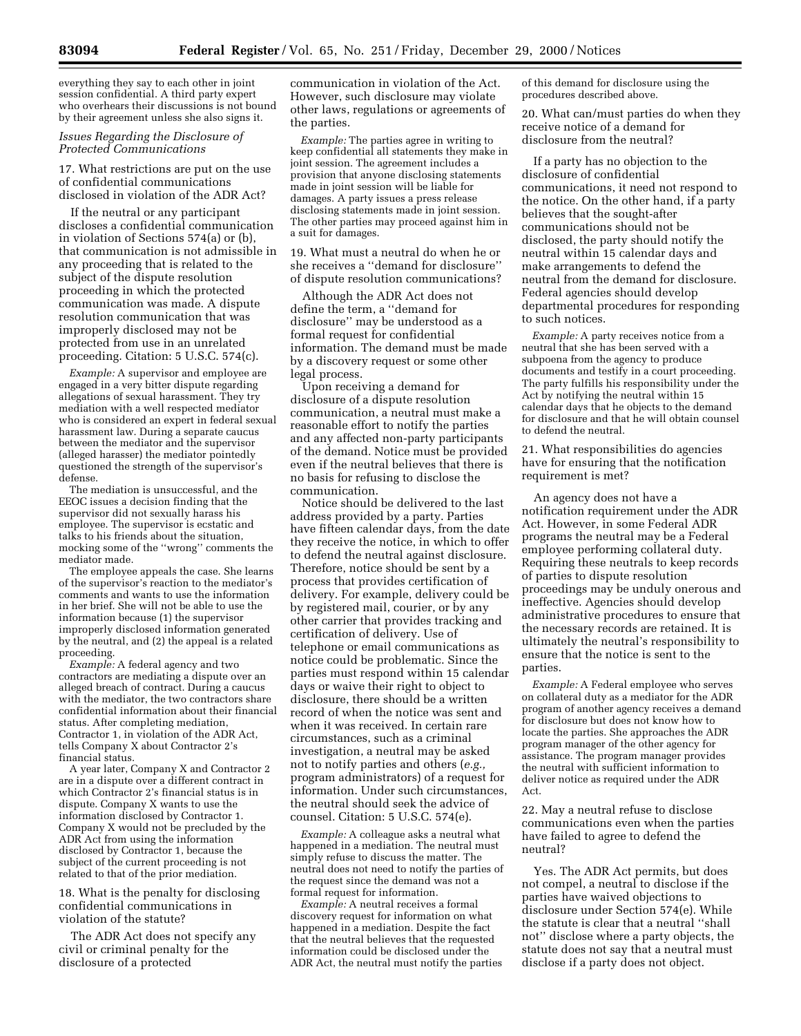everything they say to each other in joint session confidential. A third party expert who overhears their discussions is not bound by their agreement unless she also signs it.

### *Issues Regarding the Disclosure of Protected Communications*

17. What restrictions are put on the use of confidential communications disclosed in violation of the ADR Act?

If the neutral or any participant discloses a confidential communication in violation of Sections 574(a) or (b), that communication is not admissible in any proceeding that is related to the subject of the dispute resolution proceeding in which the protected communication was made. A dispute resolution communication that was improperly disclosed may not be protected from use in an unrelated proceeding. Citation: 5 U.S.C. 574(c).

*Example:* A supervisor and employee are engaged in a very bitter dispute regarding allegations of sexual harassment. They try mediation with a well respected mediator who is considered an expert in federal sexual harassment law. During a separate caucus between the mediator and the supervisor (alleged harasser) the mediator pointedly questioned the strength of the supervisor's defense.

The mediation is unsuccessful, and the EEOC issues a decision finding that the supervisor did not sexually harass his employee. The supervisor is ecstatic and talks to his friends about the situation, mocking some of the ''wrong'' comments the mediator made.

The employee appeals the case. She learns of the supervisor's reaction to the mediator's comments and wants to use the information in her brief. She will not be able to use the information because (1) the supervisor improperly disclosed information generated by the neutral, and (2) the appeal is a related proceeding.

*Example:* A federal agency and two contractors are mediating a dispute over an alleged breach of contract. During a caucus with the mediator, the two contractors share confidential information about their financial status. After completing mediation, Contractor 1, in violation of the ADR Act, tells Company X about Contractor 2's financial status.

A year later, Company X and Contractor 2 are in a dispute over a different contract in which Contractor 2's financial status is in dispute. Company X wants to use the information disclosed by Contractor 1. Company X would not be precluded by the ADR Act from using the information disclosed by Contractor 1, because the subject of the current proceeding is not related to that of the prior mediation.

18. What is the penalty for disclosing confidential communications in violation of the statute?

The ADR Act does not specify any civil or criminal penalty for the disclosure of a protected communication in violation of the Act. However, such disclosure may violate other laws, regulations or agreements of the parties.

*Example:* The parties agree in writing to keep confidential all statements they make in joint session. The agreement includes a provision that anyone disclosing statements made in joint session will be liable for damages. A party issues a press release disclosing statements made in joint session. The other parties may proceed against him in a suit for damages.

19. What must a neutral do when he or she receives a ''demand for disclosure'' of dispute resolution communications?

Although the ADR Act does not define the term, a ''demand for disclosure'' may be understood as a formal request for confidential information. The demand must be made by a discovery request or some other legal process.

Upon receiving a demand for disclosure of a dispute resolution communication, a neutral must make a reasonable effort to notify the parties and any affected non-party participants of the demand. Notice must be provided even if the neutral believes that there is no basis for refusing to disclose the communication.

Notice should be delivered to the last address provided by a party. Parties have fifteen calendar days, from the date they receive the notice, in which to offer to defend the neutral against disclosure. Therefore, notice should be sent by a process that provides certification of delivery. For example, delivery could be by registered mail, courier, or by any other carrier that provides tracking and certification of delivery. Use of telephone or email communications as notice could be problematic. Since the parties must respond within 15 calendar days or waive their right to object to disclosure, there should be a written record of when the notice was sent and when it was received. In certain rare circumstances, such as a criminal investigation, a neutral may be asked not to notify parties and others (*e.g.,* program administrators) of a request for information. Under such circumstances, the neutral should seek the advice of counsel. Citation: 5 U.S.C. 574(e).

*Example:* A colleague asks a neutral what happened in a mediation. The neutral must simply refuse to discuss the matter. The neutral does not need to notify the parties of the request since the demand was not a formal request for information.

*Example:* A neutral receives a formal discovery request for information on what happened in a mediation. Despite the fact that the neutral believes that the requested information could be disclosed under the ADR Act, the neutral must notify the parties of this demand for disclosure using the procedures described above.

20. What can/must parties do when they receive notice of a demand for disclosure from the neutral?

If a party has no objection to the disclosure of confidential communications, it need not respond to the notice. On the other hand, if a party believes that the sought-after communications should not be disclosed, the party should notify the neutral within 15 calendar days and make arrangements to defend the neutral from the demand for disclosure. Federal agencies should develop departmental procedures for responding to such notices.

*Example:* A party receives notice from a neutral that she has been served with a subpoena from the agency to produce documents and testify in a court proceeding. The party fulfills his responsibility under the Act by notifying the neutral within 15 calendar days that he objects to the demand for disclosure and that he will obtain counsel to defend the neutral.

21. What responsibilities do agencies have for ensuring that the notification requirement is met?

An agency does not have a notification requirement under the ADR Act. However, in some Federal ADR programs the neutral may be a Federal employee performing collateral duty. Requiring these neutrals to keep records of parties to dispute resolution proceedings may be unduly onerous and ineffective. Agencies should develop administrative procedures to ensure that the necessary records are retained. It is ultimately the neutral's responsibility to ensure that the notice is sent to the parties.

*Example:* A Federal employee who serves on collateral duty as a mediator for the ADR program of another agency receives a demand for disclosure but does not know how to locate the parties. She approaches the ADR program manager of the other agency for assistance. The program manager provides the neutral with sufficient information to deliver notice as required under the ADR Act.

22. May a neutral refuse to disclose communications even when the parties have failed to agree to defend the neutral?

Yes. The ADR Act permits, but does not compel, a neutral to disclose if the parties have waived objections to disclosure under Section 574(e). While the statute is clear that a neutral ''shall not'' disclose where a party objects, the statute does not say that a neutral must disclose if a party does not object.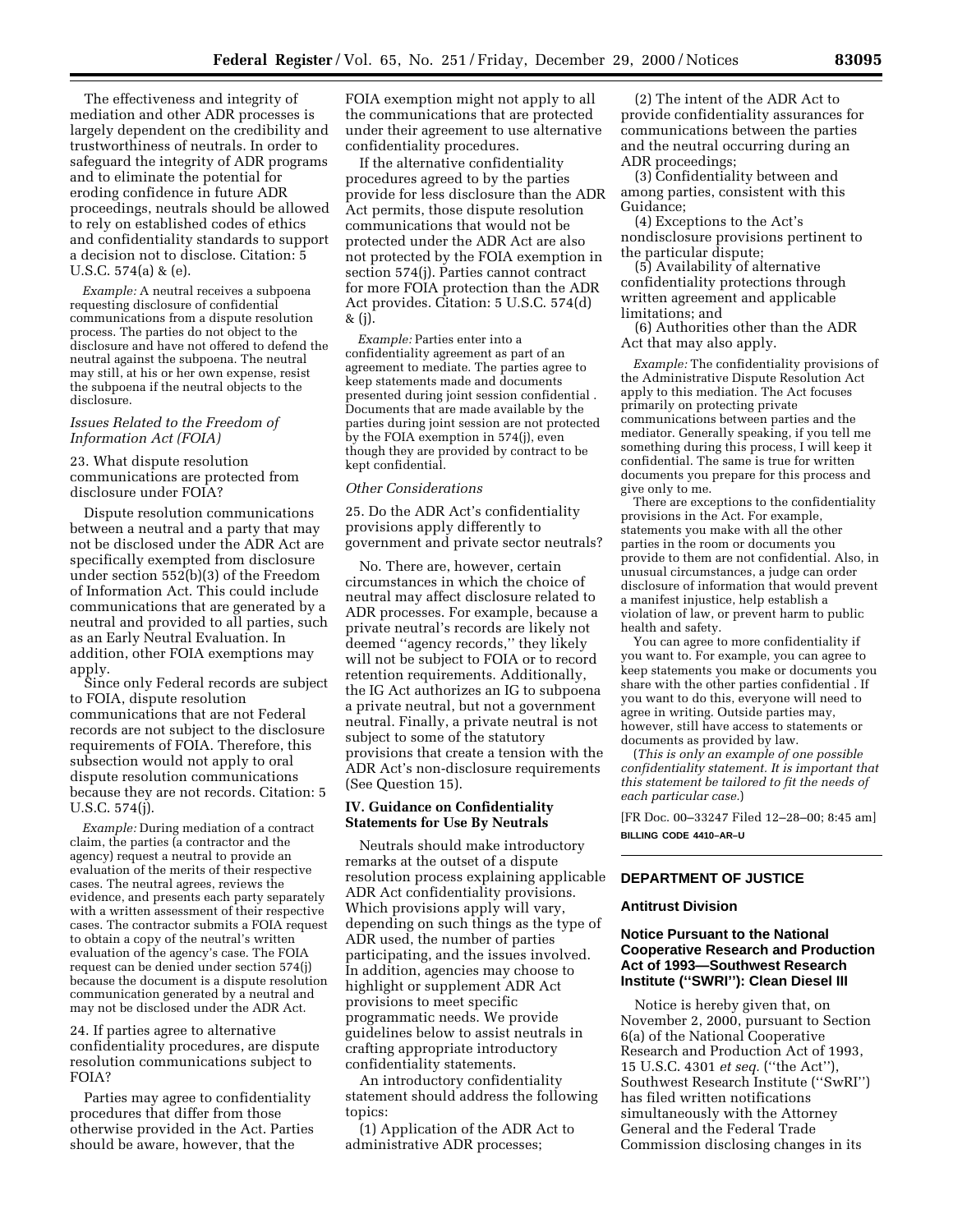The effectiveness and integrity of mediation and other ADR processes is largely dependent on the credibility and trustworthiness of neutrals. In order to safeguard the integrity of ADR programs and to eliminate the potential for eroding confidence in future ADR proceedings, neutrals should be allowed to rely on established codes of ethics and confidentiality standards to support a decision not to disclose. Citation: 5 U.S.C. 574(a) & (e).

*Example:* A neutral receives a subpoena requesting disclosure of confidential communications from a dispute resolution process. The parties do not object to the disclosure and have not offered to defend the neutral against the subpoena. The neutral may still, at his or her own expense, resist the subpoena if the neutral objects to the disclosure.

### *Issues Related to the Freedom of Information Act (FOIA)*

23. What dispute resolution communications are protected from disclosure under FOIA?

Dispute resolution communications between a neutral and a party that may not be disclosed under the ADR Act are specifically exempted from disclosure under section 552(b)(3) of the Freedom of Information Act. This could include communications that are generated by a neutral and provided to all parties, such as an Early Neutral Evaluation. In addition, other FOIA exemptions may apply.

Since only Federal records are subject to FOIA, dispute resolution communications that are not Federal records are not subject to the disclosure requirements of FOIA. Therefore, this subsection would not apply to oral dispute resolution communications because they are not records. Citation: 5 U.S.C. 574(j).

*Example:* During mediation of a contract claim, the parties (a contractor and the agency) request a neutral to provide an evaluation of the merits of their respective cases. The neutral agrees, reviews the evidence, and presents each party separately with a written assessment of their respective cases. The contractor submits a FOIA request to obtain a copy of the neutral's written evaluation of the agency's case. The FOIA request can be denied under section 574(j) because the document is a dispute resolution communication generated by a neutral and may not be disclosed under the ADR Act.

24. If parties agree to alternative confidentiality procedures, are dispute resolution communications subject to FOIA?

Parties may agree to confidentiality procedures that differ from those otherwise provided in the Act. Parties should be aware, however, that the FOIA exemption might not apply to all the communications that are protected under their agreement to use alternative confidentiality procedures.

If the alternative confidentiality procedures agreed to by the parties provide for less disclosure than the ADR Act permits, those dispute resolution communications that would not be protected under the ADR Act are also not protected by the FOIA exemption in section 574(j). Parties cannot contract for more FOIA protection than the ADR Act provides. Citation: 5 U.S.C. 574(d) & (j).

*Example:* Parties enter into a confidentiality agreement as part of an agreement to mediate. The parties agree to keep statements made and documents presented during joint session confidential . Documents that are made available by the parties during joint session are not protected by the FOIA exemption in 574(j), even though they are provided by contract to be kept confidential.

### *Other Considerations*

25. Do the ADR Act's confidentiality provisions apply differently to government and private sector neutrals?

No. There are, however, certain circumstances in which the choice of neutral may affect disclosure related to ADR processes. For example, because a private neutral's records are likely not deemed ''agency records,'' they likely will not be subject to FOIA or to record retention requirements. Additionally, the IG Act authorizes an IG to subpoena a private neutral, but not a government neutral. Finally, a private neutral is not subject to some of the statutory provisions that create a tension with the ADR Act's non-disclosure requirements (See Question 15).

## IV. Guidance on Confidentiality Statements for Use By Neutrals

Neutrals should make introductory remarks at the outset of a dispute resolution process explaining applicable ADR Act confidentiality provisions. Which provisions apply will vary, depending on such things as the type of ADR used, the number of parties participating, and the issues involved. In addition, agencies may choose to highlight or supplement ADR Act provisions to meet specific programmatic needs. We provide guidelines below to assist neutrals in crafting appropriate introductory confidentiality statements.

An introductory confidentiality statement should address the following topics:

(1) Application of the ADR Act to administrative ADR processes;

(2) The intent of the ADR Act to provide confidentiality assurances for communications between the parties and the neutral occurring during an ADR proceedings;

(3) Confidentiality between and among parties, consistent with this Guidance;

(4) Exceptions to the Act's nondisclosure provisions pertinent to the particular dispute;

(5) Availability of alternative confidentiality protections through written agreement and applicable limitations; and

(6) Authorities other than the ADR Act that may also apply.

*Example:* The confidentiality provisions of the Administrative Dispute Resolution Act apply to this mediation. The Act focuses primarily on protecting private communications between parties and the mediator. Generally speaking, if you tell me something during this process, I will keep it confidential. The same is true for written documents you prepare for this process and give only to me.

There are exceptions to the confidentiality provisions in the Act. For example, statements you make with all the other parties in the room or documents you provide to them are not confidential. Also, in unusual circumstances, a judge can order disclosure of information that would prevent a manifest injustice, help establish a violation of law, or prevent harm to public health and safety.

You can agree to more confidentiality if you want to. For example, you can agree to keep statements you make or documents you share with the other parties confidential . If you want to do this, everyone will need to agree in writing. Outside parties may, however, still have access to statements or documents as provided by law.

(*This is only an example of one possible confidentiality statement. It is important that this statement be tailored to fit the needs of each particular case.*)

[FR Doc. 00–33247 Filed 12–28–00; 8:45 am]

**BILLING CODE 4410–AR–U**

---

## DEPARTMENT OF JUSTICE

### Antitrust Division

### Notice Pursuant to the National Cooperative Research and Production Act of 1993—Southwest Research Institute (''SWRI''): Clean Diesel III

Notice is hereby given that, on November 2, 2000, pursuant to Section 6(a) of the National Cooperative Research and Production Act of 1993, 15 U.S.C. 4301 *et seq.* (''the Act''), Southwest Research Institute (''SwRI'') has filed written notifications simultaneously with the Attorney General and the Federal Trade Commission disclosing changes in its